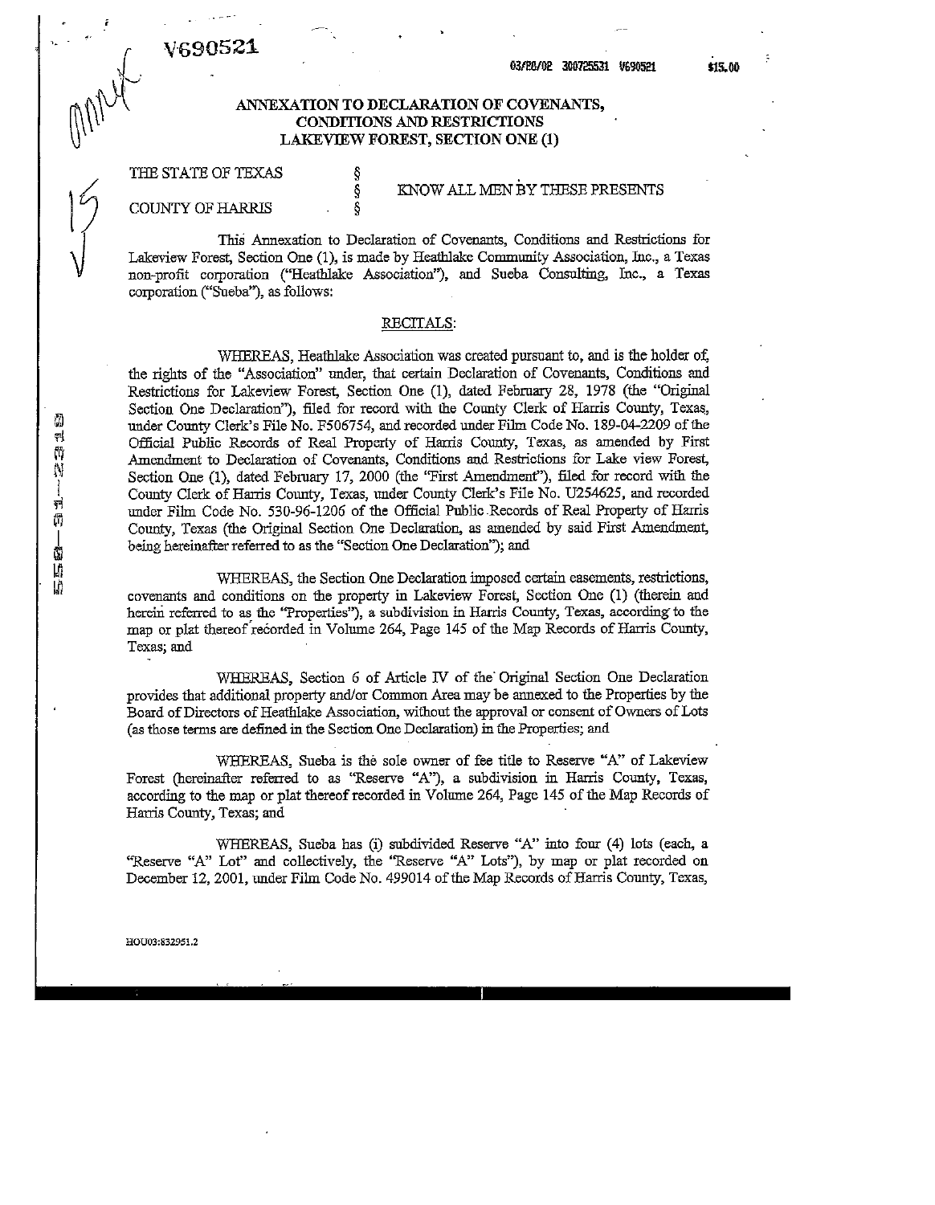V690521

03/08/02 300725531 V690521 $15.00

## ANNEXATION TO DECLARATION OF COVENANTS, CONDITIONS AND RESTRICTIONS LAKEVIEW FOREST, SECTION ONE (1)

THE STATE OF TEXAS §
§ KNOW ALL MEN BY THESE PRESENTS
COUNTY OF HARRIS §

This Annexation to Declaration of Covenants, Conditions and Restrictions for Lakeview Forest, Section One (1), is made by Heathlake Community Association, Inc., a Texas non-profit corporation ("Heathlake Association"), and Sueba Consulting, Inc., a Texas corporation ("Sueba"), as follows:

### RECITALS:

WHEREAS, Heathlake Association was created pursuant to, and is the holder of, the rights of the "Association" under, that certain Declaration of Covenants, Conditions and Restrictions for Lakeview Forest, Section One (1), dated February 28, 1978 (the "Original Section One Declaration"), filed for record with the County Clerk of Harris County, Texas, under County Clerk's File No. F506754, and recorded under Film Code No. 189-04-2209 of the Official Public Records of Real Property of Harris County, Texas, as amended by First Amendment to Declaration of Covenants, Conditions and Restrictions for Lake view Forest, Section One (1), dated February 17, 2000 (the "First Amendment"), filed for record with the County Clerk of Harris County, Texas, under County Clerk's File No. U254625, and recorded under Film Code No. 530-96-1206 of the Official Public Records of Real Property of Harris County, Texas (the Original Section One Declaration, as amended by said First Amendment, being hereinafter referred to as the "Section One Declaration"); and

WHEREAS, the Section One Declaration imposed certain easements, restrictions, covenants and conditions on the property in Lakeview Forest, Section One (1) (therein and herein referred to as the "Properties"), a subdivision in Harris County, Texas, according to the map or plat thereof recorded in Volume 264, Page 145 of the Map Records of Harris County, Texas; and

WHEREAS, Section 6 of Article IV of the Original Section One Declaration provides that additional property and/or Common Area may be annexed to the Properties by the Board of Directors of Heathlake Association, without the approval or consent of Owners of Lots (as those terms are defined in the Section One Declaration) in the Properties; and

WHEREAS, Sueba is the sole owner of fee title to Reserve "A" of Lakeview Forest (hereinafter referred to as "Reserve "A"), a subdivision in Harris County, Texas, according to the map or plat thereof recorded in Volume 264, Page 145 of the Map Records of Harris County, Texas; and

WHEREAS, Sueba has (i) subdivided Reserve "A" into four (4) lots (each, a "Reserve "A" Lot" and collectively, the "Reserve "A" Lots"), by map or plat recorded on December 12, 2001, under Film Code No. 499014 of the Map Records of Harris County, Texas,

HOU03:832951.2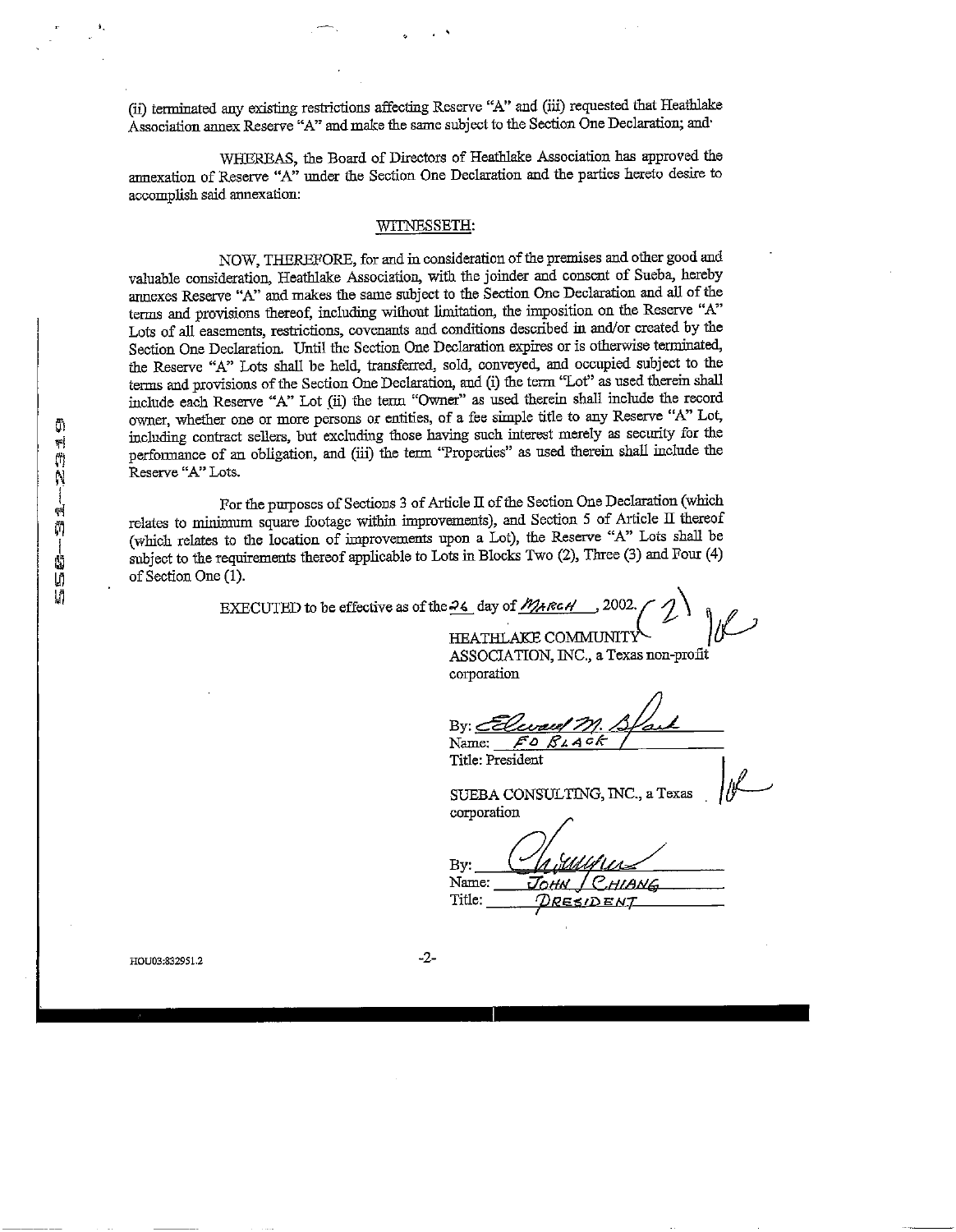(ii) terminated any existing restrictions affecting Reserve "A" and (iii) requested that Heathlake Association annex Reserve "A" and make the same subject to the Section One Declaration; and

WHEREAS, the Board of Directors of Heathlake Association has approved the annexation of Reserve "A" under the Section One Declaration and the parties hereto desire to accomplish said annexation:

WITNESSETH:

NOW, THEREFORE, for and in consideration of the premises and other good and valuable consideration, Heathlake Association, with the joinder and consent of Sueba, hereby annexes Reserve "A" and makes the same subject to the Section One Declaration and all of the terms and provisions thereof, including without limitation, the imposition on the Reserve "A" Lots of all easements, restrictions, covenants and conditions described in and/or created by the Section One Declaration. Until the Section One Declaration expires or is otherwise terminated, the Reserve "A" Lots shall be held, transferred, sold, conveyed, and occupied subject to the terms and provisions of the Section One Declaration, and (i) the term "Lot" as used therein shall include each Reserve "A" Lot (ii) the term "Owner" as used therein shall include the record owner, whether one or more persons or entities, of a fee simple title to any Reserve "A" Lot, including contract sellers, but excluding those having such interest merely as security for the performance of an obligation, and (iii) the term "Properties" as used therein shall include the Reserve "A" Lots.

For the purposes of Sections 3 of Article II of the Section One Declaration (which relates to minimum square footage within improvements), and Section 5 of Article II thereof (which relates to the location of improvements upon a Lot), the Reserve "A" Lots shall be subject to the requirements thereof applicable to Lots in Blocks Two (2), Three (3) and Four (4) of Section One (1).

EXECUTED to be effective as of the 26 day of MARCH, 2002.

HEATHLAKE COMMUNITY ASSOCIATION, INC., a Texas non-profit corporation

By: Edward M. Black
Name: ED BLACK
Title: President

SUEBA CONSULTING, INC., a Texas corporation

By: [signature]
Name: JOHN CHIANG
Title: PRESIDENT

HOU03:832951.2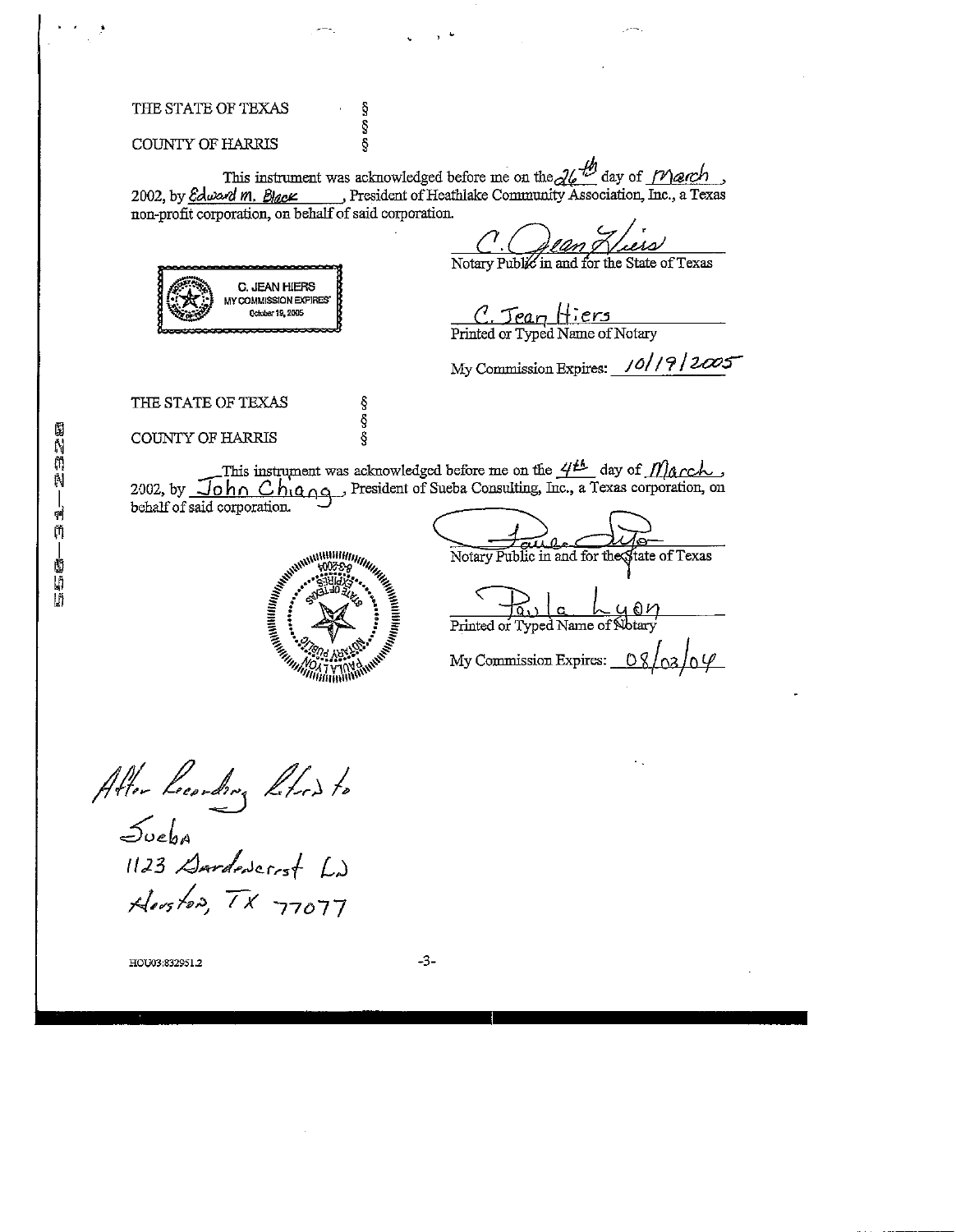THE STATE OF TEXAS §
§
COUNTY OF HARRIS §

This instrument was acknowledged before me on the 26th day of March, 2002, by Edward M. Black, President of Heathlake Community Association, Inc., a Texas non-profit corporation, on behalf of said corporation.

C. JEAN HIERS
MY COMMISSION EXPIRES
October 19, 2005

C. Jean Hiers
Notary Public in and for the State of Texas

C. Jean Hiers
Printed or Typed Name of Notary

My Commission Expires: 10/19/2005

THE STATE OF TEXAS §
§
COUNTY OF HARRIS §

This instrument was acknowledged before me on the 4th day of March, 2002, by John Chiang, President of Sueba Consulting, Inc., a Texas corporation, on behalf of said corporation.

Paula Lyon
Notary Public in and for the State of Texas

Paula Lyon
Printed or Typed Name of Notary

My Commission Expires: 08/03/04

After Recording Return to
Sueba
1123 Gardencrest Ln
Houston, TX 77077

HOU03:832951.2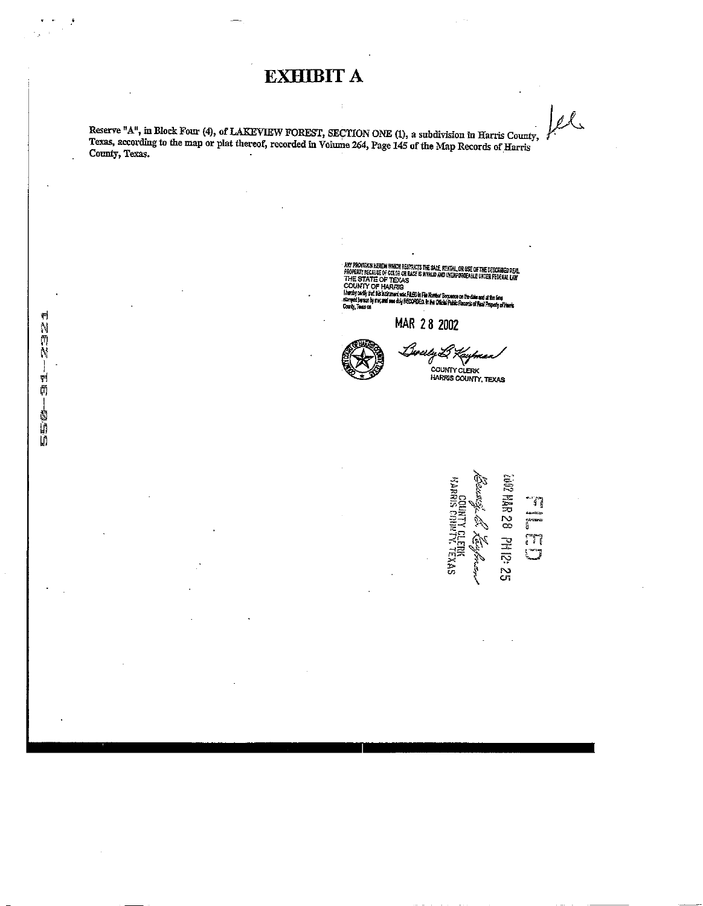# EXHIBIT A

Reserve "A", in Block Four (4), of LAKEVIEW FOREST, SECTION ONE (1), a subdivision in Harris County, Texas, according to the map or plat thereof, recorded in Volume 264, Page 145 of the Map Records of Harris County, Texas.

ANY PROVISION HEREIN WHICH RESTRICTS THE SALE, RENTAL, OR USE OF THE DESCRIBED REAL PROPERTY BECAUSE OF COLOR OR RACE IS INVALID AND UNENFORCEABLE UNDER FEDERAL LAW
THE STATE OF TEXAS
COUNTY OF HARRIS
I hereby certify that this instrument was FILED in File Number Sequence on the date and at the time stamped hereon by me; and was duly RECORDED, in the Official Public Records of Real Property of Harris County, Texas on

MAR 28 2002

COUNTY CLERK
HARRIS COUNTY, TEXAS

FILED

2002 MAR 28 PM 12:25

COUNTY CLERK
HARRIS COUNTY, TEXAS

550-31-2221